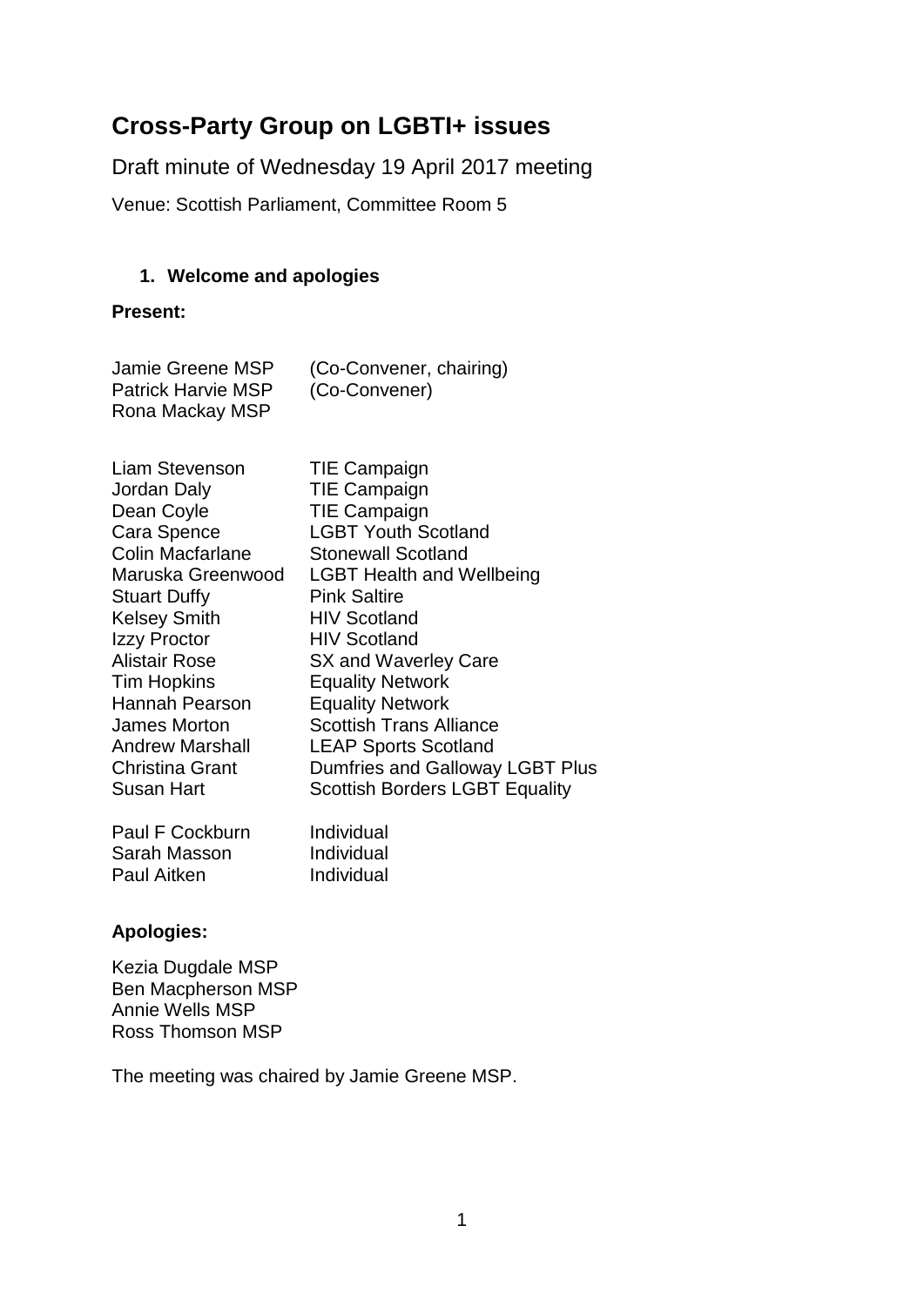# Cross-Party Group on LGBTI+ issues

Draft minute of Wednesday 19 April 2017 meeting

Venue: Scottish Parliament, Committee Room 5

1. **Welcome and apologies**

**Present:**

| | |
|---|---|
| Jamie Greene MSP | (Co-Convener, chairing) |
| Patrick Harvie MSP | (Co-Convener) |
| Rona Mackay MSP | |

| | |
|---|---|
| Liam Stevenson | TIE Campaign |
| Jordan Daly | TIE Campaign |
| Dean Coyle | TIE Campaign |
| Cara Spence | LGBT Youth Scotland |
| Colin Macfarlane | Stonewall Scotland |
| Maruska Greenwood | LGBT Health and Wellbeing |
| Stuart Duffy | Pink Saltire |
| Kelsey Smith | HIV Scotland |
| Izzy Proctor | HIV Scotland |
| Alistair Rose | SX and Waverley Care |
| Tim Hopkins | Equality Network |
| Hannah Pearson | Equality Network |
| James Morton | Scottish Trans Alliance |
| Andrew Marshall | LEAP Sports Scotland |
| Christina Grant | Dumfries and Galloway LGBT Plus |
| Susan Hart | Scottish Borders LGBT Equality |

| | |
|---|---|
| Paul F Cockburn | Individual |
| Sarah Masson | Individual |
| Paul Aitken | Individual |

**Apologies:**

Kezia Dugdale MSP
Ben Macpherson MSP
Annie Wells MSP
Ross Thomson MSP

The meeting was chaired by Jamie Greene MSP.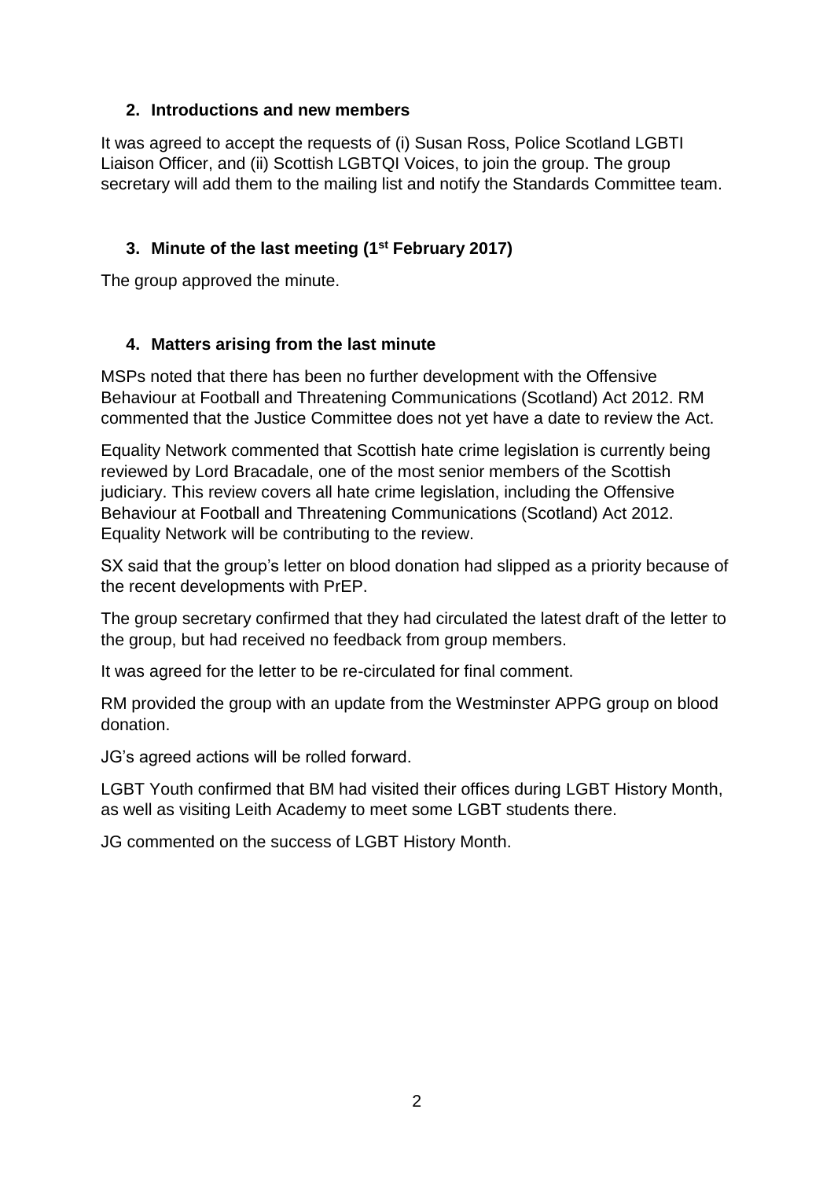## 2. Introductions and new members

It was agreed to accept the requests of (i) Susan Ross, Police Scotland LGBTI Liaison Officer, and (ii) Scottish LGBTQI Voices, to join the group. The group secretary will add them to the mailing list and notify the Standards Committee team.

## 3. Minute of the last meeting (1st February 2017)

The group approved the minute.

## 4. Matters arising from the last minute

MSPs noted that there has been no further development with the Offensive Behaviour at Football and Threatening Communications (Scotland) Act 2012. RM commented that the Justice Committee does not yet have a date to review the Act.

Equality Network commented that Scottish hate crime legislation is currently being reviewed by Lord Bracadale, one of the most senior members of the Scottish judiciary. This review covers all hate crime legislation, including the Offensive Behaviour at Football and Threatening Communications (Scotland) Act 2012. Equality Network will be contributing to the review.

SX said that the group's letter on blood donation had slipped as a priority because of the recent developments with PrEP.

The group secretary confirmed that they had circulated the latest draft of the letter to the group, but had received no feedback from group members.

It was agreed for the letter to be re-circulated for final comment.

RM provided the group with an update from the Westminster APPG group on blood donation.

JG's agreed actions will be rolled forward.

LGBT Youth confirmed that BM had visited their offices during LGBT History Month, as well as visiting Leith Academy to meet some LGBT students there.

JG commented on the success of LGBT History Month.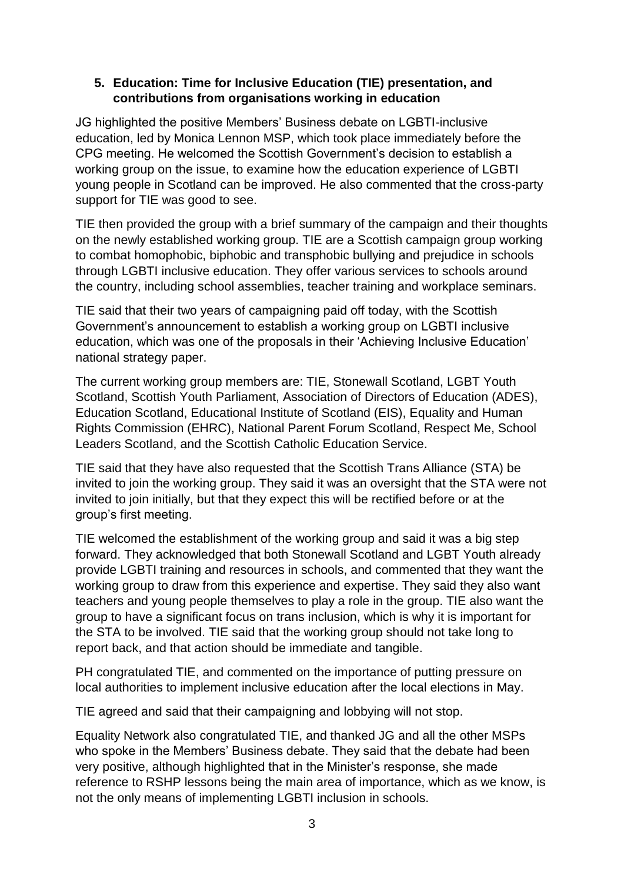## 5. Education: Time for Inclusive Education (TIE) presentation, and contributions from organisations working in education

JG highlighted the positive Members' Business debate on LGBTI-inclusive education, led by Monica Lennon MSP, which took place immediately before the CPG meeting. He welcomed the Scottish Government's decision to establish a working group on the issue, to examine how the education experience of LGBTI young people in Scotland can be improved. He also commented that the cross-party support for TIE was good to see.

TIE then provided the group with a brief summary of the campaign and their thoughts on the newly established working group. TIE are a Scottish campaign group working to combat homophobic, biphobic and transphobic bullying and prejudice in schools through LGBTI inclusive education. They offer various services to schools around the country, including school assemblies, teacher training and workplace seminars.

TIE said that their two years of campaigning paid off today, with the Scottish Government's announcement to establish a working group on LGBTI inclusive education, which was one of the proposals in their 'Achieving Inclusive Education' national strategy paper.

The current working group members are: TIE, Stonewall Scotland, LGBT Youth Scotland, Scottish Youth Parliament, Association of Directors of Education (ADES), Education Scotland, Educational Institute of Scotland (EIS), Equality and Human Rights Commission (EHRC), National Parent Forum Scotland, Respect Me, School Leaders Scotland, and the Scottish Catholic Education Service.

TIE said that they have also requested that the Scottish Trans Alliance (STA) be invited to join the working group. They said it was an oversight that the STA were not invited to join initially, but that they expect this will be rectified before or at the group's first meeting.

TIE welcomed the establishment of the working group and said it was a big step forward. They acknowledged that both Stonewall Scotland and LGBT Youth already provide LGBTI training and resources in schools, and commented that they want the working group to draw from this experience and expertise. They said they also want teachers and young people themselves to play a role in the group. TIE also want the group to have a significant focus on trans inclusion, which is why it is important for the STA to be involved. TIE said that the working group should not take long to report back, and that action should be immediate and tangible.

PH congratulated TIE, and commented on the importance of putting pressure on local authorities to implement inclusive education after the local elections in May.

TIE agreed and said that their campaigning and lobbying will not stop.

Equality Network also congratulated TIE, and thanked JG and all the other MSPs who spoke in the Members' Business debate. They said that the debate had been very positive, although highlighted that in the Minister's response, she made reference to RSHP lessons being the main area of importance, which as we know, is not the only means of implementing LGBTI inclusion in schools.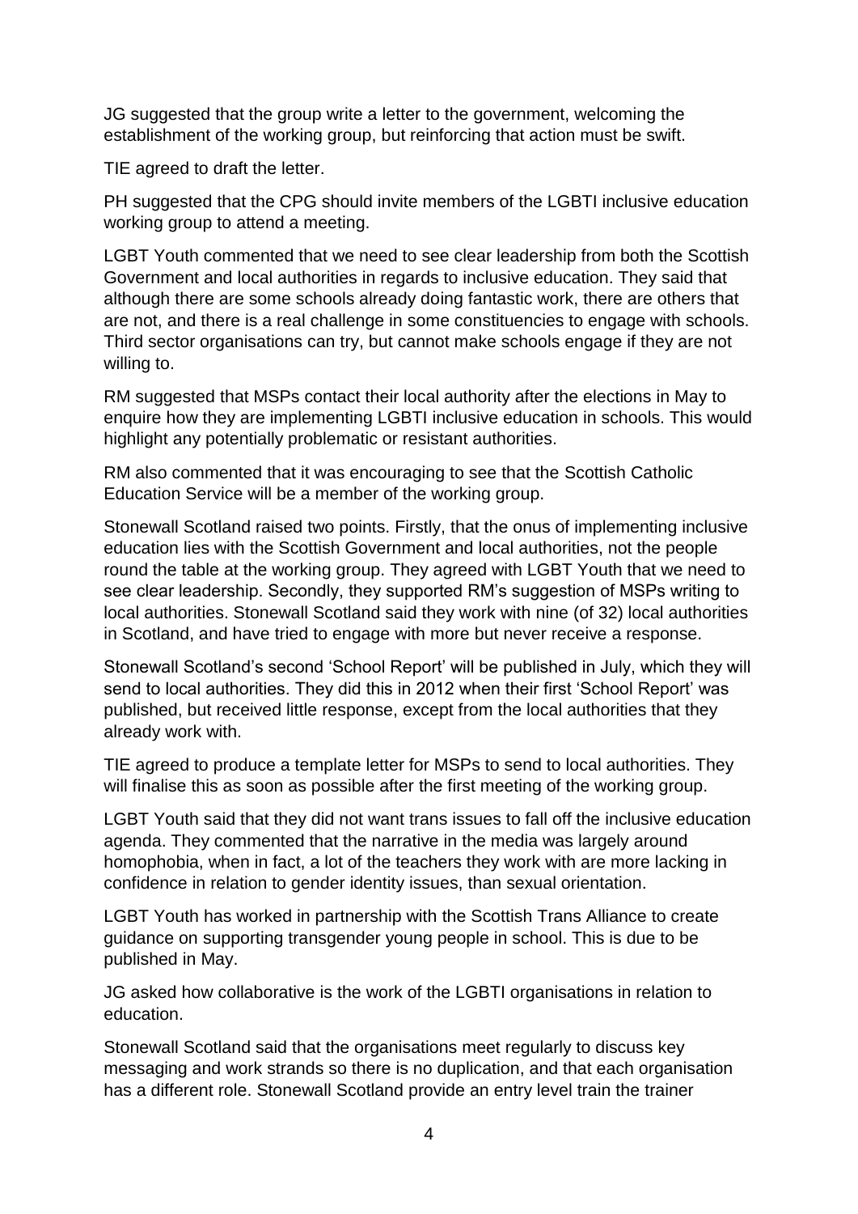JG suggested that the group write a letter to the government, welcoming the establishment of the working group, but reinforcing that action must be swift.

TIE agreed to draft the letter.

PH suggested that the CPG should invite members of the LGBTI inclusive education working group to attend a meeting.

LGBT Youth commented that we need to see clear leadership from both the Scottish Government and local authorities in regards to inclusive education. They said that although there are some schools already doing fantastic work, there are others that are not, and there is a real challenge in some constituencies to engage with schools. Third sector organisations can try, but cannot make schools engage if they are not willing to.

RM suggested that MSPs contact their local authority after the elections in May to enquire how they are implementing LGBTI inclusive education in schools. This would highlight any potentially problematic or resistant authorities.

RM also commented that it was encouraging to see that the Scottish Catholic Education Service will be a member of the working group.

Stonewall Scotland raised two points. Firstly, that the onus of implementing inclusive education lies with the Scottish Government and local authorities, not the people round the table at the working group. They agreed with LGBT Youth that we need to see clear leadership. Secondly, they supported RM's suggestion of MSPs writing to local authorities. Stonewall Scotland said they work with nine (of 32) local authorities in Scotland, and have tried to engage with more but never receive a response.

Stonewall Scotland's second 'School Report' will be published in July, which they will send to local authorities. They did this in 2012 when their first 'School Report' was published, but received little response, except from the local authorities that they already work with.

TIE agreed to produce a template letter for MSPs to send to local authorities. They will finalise this as soon as possible after the first meeting of the working group.

LGBT Youth said that they did not want trans issues to fall off the inclusive education agenda. They commented that the narrative in the media was largely around homophobia, when in fact, a lot of the teachers they work with are more lacking in confidence in relation to gender identity issues, than sexual orientation.

LGBT Youth has worked in partnership with the Scottish Trans Alliance to create guidance on supporting transgender young people in school. This is due to be published in May.

JG asked how collaborative is the work of the LGBTI organisations in relation to education.

Stonewall Scotland said that the organisations meet regularly to discuss key messaging and work strands so there is no duplication, and that each organisation has a different role. Stonewall Scotland provide an entry level train the trainer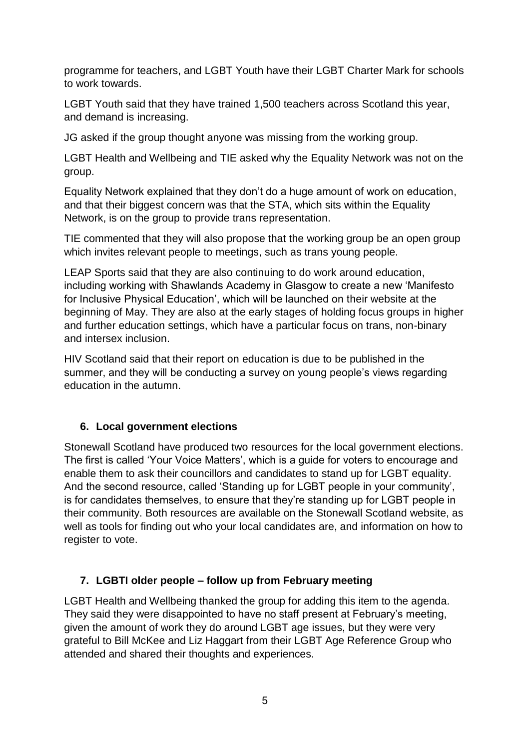programme for teachers, and LGBT Youth have their LGBT Charter Mark for schools to work towards.

LGBT Youth said that they have trained 1,500 teachers across Scotland this year, and demand is increasing.

JG asked if the group thought anyone was missing from the working group.

LGBT Health and Wellbeing and TIE asked why the Equality Network was not on the group.

Equality Network explained that they don't do a huge amount of work on education, and that their biggest concern was that the STA, which sits within the Equality Network, is on the group to provide trans representation.

TIE commented that they will also propose that the working group be an open group which invites relevant people to meetings, such as trans young people.

LEAP Sports said that they are also continuing to do work around education, including working with Shawlands Academy in Glasgow to create a new 'Manifesto for Inclusive Physical Education', which will be launched on their website at the beginning of May. They are also at the early stages of holding focus groups in higher and further education settings, which have a particular focus on trans, non-binary and intersex inclusion.

HIV Scotland said that their report on education is due to be published in the summer, and they will be conducting a survey on young people's views regarding education in the autumn.

## 6. Local government elections

Stonewall Scotland have produced two resources for the local government elections. The first is called 'Your Voice Matters', which is a guide for voters to encourage and enable them to ask their councillors and candidates to stand up for LGBT equality. And the second resource, called 'Standing up for LGBT people in your community', is for candidates themselves, to ensure that they're standing up for LGBT people in their community. Both resources are available on the Stonewall Scotland website, as well as tools for finding out who your local candidates are, and information on how to register to vote.

## 7. LGBTI older people – follow up from February meeting

LGBT Health and Wellbeing thanked the group for adding this item to the agenda. They said they were disappointed to have no staff present at February's meeting, given the amount of work they do around LGBT age issues, but they were very grateful to Bill McKee and Liz Haggart from their LGBT Age Reference Group who attended and shared their thoughts and experiences.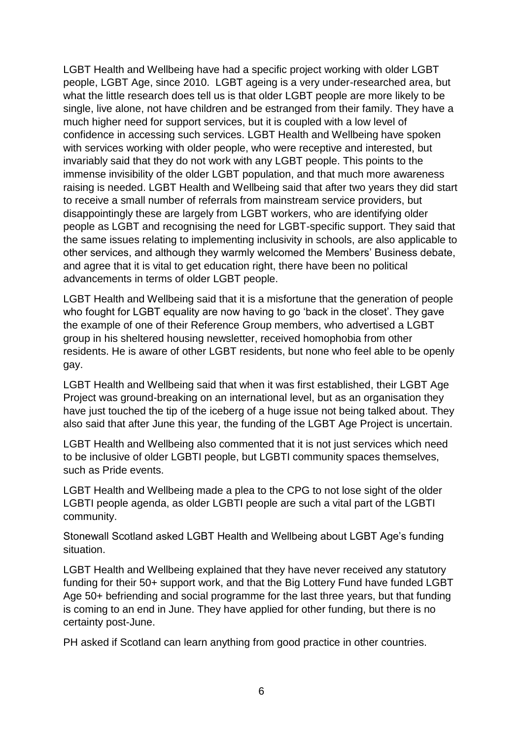LGBT Health and Wellbeing have had a specific project working with older LGBT people, LGBT Age, since 2010. LGBT ageing is a very under-researched area, but what the little research does tell us is that older LGBT people are more likely to be single, live alone, not have children and be estranged from their family. They have a much higher need for support services, but it is coupled with a low level of confidence in accessing such services. LGBT Health and Wellbeing have spoken with services working with older people, who were receptive and interested, but invariably said that they do not work with any LGBT people. This points to the immense invisibility of the older LGBT population, and that much more awareness raising is needed. LGBT Health and Wellbeing said that after two years they did start to receive a small number of referrals from mainstream service providers, but disappointingly these are largely from LGBT workers, who are identifying older people as LGBT and recognising the need for LGBT-specific support. They said that the same issues relating to implementing inclusivity in schools, are also applicable to other services, and although they warmly welcomed the Members' Business debate, and agree that it is vital to get education right, there have been no political advancements in terms of older LGBT people.

LGBT Health and Wellbeing said that it is a misfortune that the generation of people who fought for LGBT equality are now having to go 'back in the closet'. They gave the example of one of their Reference Group members, who advertised a LGBT group in his sheltered housing newsletter, received homophobia from other residents. He is aware of other LGBT residents, but none who feel able to be openly gay.

LGBT Health and Wellbeing said that when it was first established, their LGBT Age Project was ground-breaking on an international level, but as an organisation they have just touched the tip of the iceberg of a huge issue not being talked about. They also said that after June this year, the funding of the LGBT Age Project is uncertain.

LGBT Health and Wellbeing also commented that it is not just services which need to be inclusive of older LGBTI people, but LGBTI community spaces themselves, such as Pride events.

LGBT Health and Wellbeing made a plea to the CPG to not lose sight of the older LGBTI people agenda, as older LGBTI people are such a vital part of the LGBTI community.

Stonewall Scotland asked LGBT Health and Wellbeing about LGBT Age's funding situation.

LGBT Health and Wellbeing explained that they have never received any statutory funding for their 50+ support work, and that the Big Lottery Fund have funded LGBT Age 50+ befriending and social programme for the last three years, but that funding is coming to an end in June. They have applied for other funding, but there is no certainty post-June.

PH asked if Scotland can learn anything from good practice in other countries.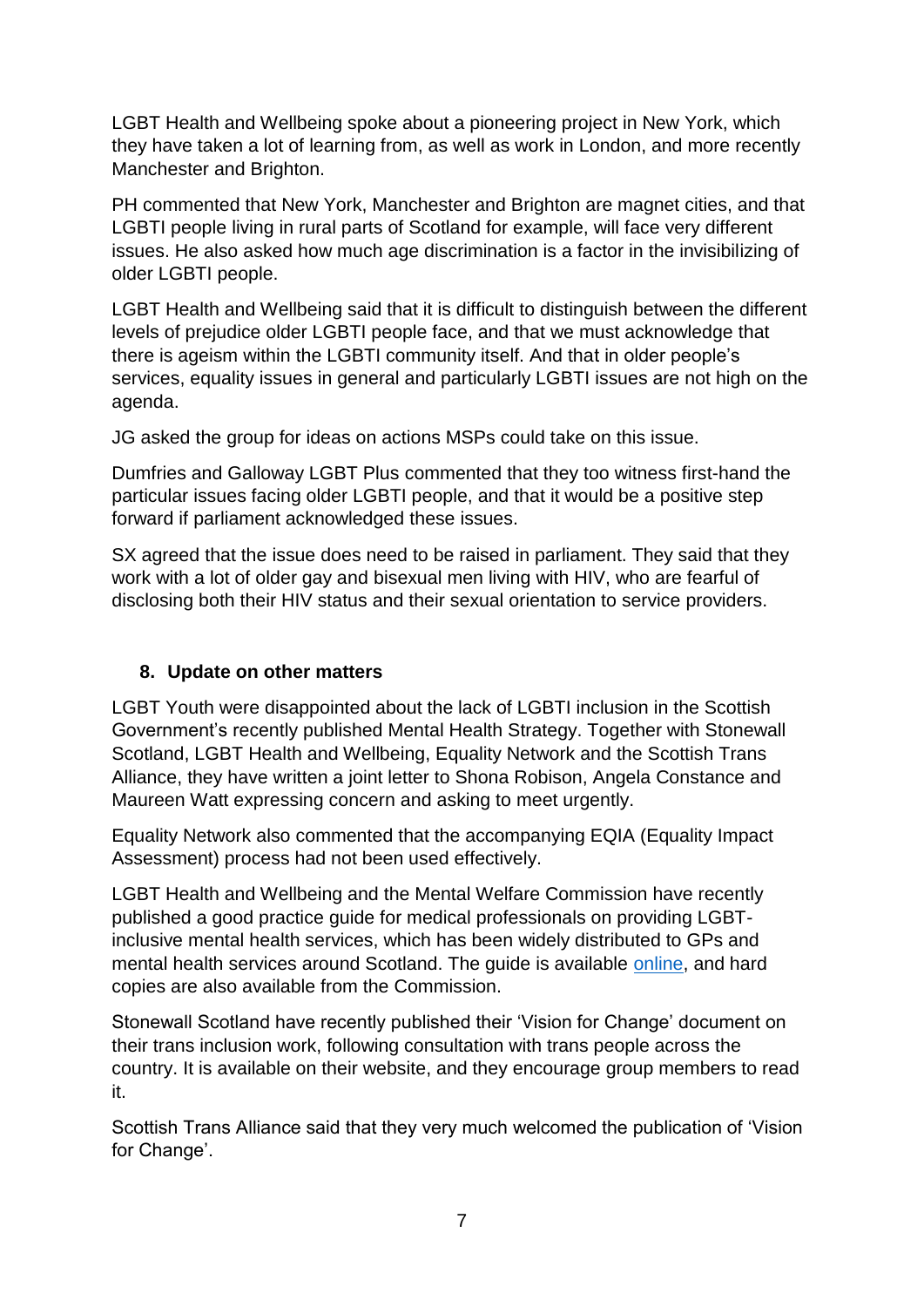LGBT Health and Wellbeing spoke about a pioneering project in New York, which they have taken a lot of learning from, as well as work in London, and more recently Manchester and Brighton.

PH commented that New York, Manchester and Brighton are magnet cities, and that LGBTI people living in rural parts of Scotland for example, will face very different issues. He also asked how much age discrimination is a factor in the invisibilizing of older LGBTI people.

LGBT Health and Wellbeing said that it is difficult to distinguish between the different levels of prejudice older LGBTI people face, and that we must acknowledge that there is ageism within the LGBTI community itself. And that in older people's services, equality issues in general and particularly LGBTI issues are not high on the agenda.

JG asked the group for ideas on actions MSPs could take on this issue.

Dumfries and Galloway LGBT Plus commented that they too witness first-hand the particular issues facing older LGBTI people, and that it would be a positive step forward if parliament acknowledged these issues.

SX agreed that the issue does need to be raised in parliament. They said that they work with a lot of older gay and bisexual men living with HIV, who are fearful of disclosing both their HIV status and their sexual orientation to service providers.

## 8. Update on other matters

LGBT Youth were disappointed about the lack of LGBTI inclusion in the Scottish Government's recently published Mental Health Strategy. Together with Stonewall Scotland, LGBT Health and Wellbeing, Equality Network and the Scottish Trans Alliance, they have written a joint letter to Shona Robison, Angela Constance and Maureen Watt expressing concern and asking to meet urgently.

Equality Network also commented that the accompanying EQIA (Equality Impact Assessment) process had not been used effectively.

LGBT Health and Wellbeing and the Mental Welfare Commission have recently published a good practice guide for medical professionals on providing LGBT-inclusive mental health services, which has been widely distributed to GPs and mental health services around Scotland. The guide is available online, and hard copies are also available from the Commission.

Stonewall Scotland have recently published their 'Vision for Change' document on their trans inclusion work, following consultation with trans people across the country. It is available on their website, and they encourage group members to read it.

Scottish Trans Alliance said that they very much welcomed the publication of 'Vision for Change'.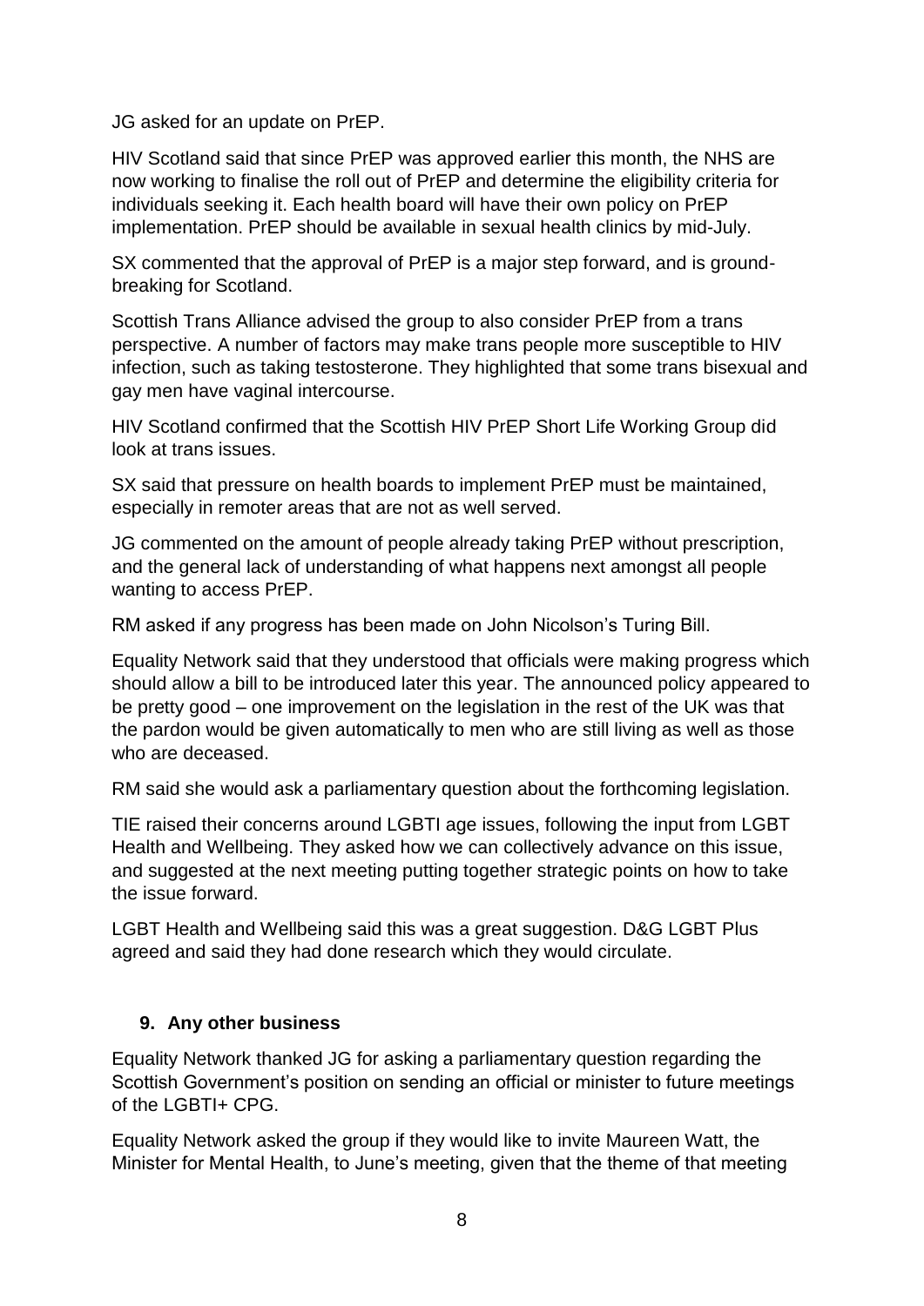JG asked for an update on PrEP.

HIV Scotland said that since PrEP was approved earlier this month, the NHS are now working to finalise the roll out of PrEP and determine the eligibility criteria for individuals seeking it. Each health board will have their own policy on PrEP implementation. PrEP should be available in sexual health clinics by mid-July.

SX commented that the approval of PrEP is a major step forward, and is ground-breaking for Scotland.

Scottish Trans Alliance advised the group to also consider PrEP from a trans perspective. A number of factors may make trans people more susceptible to HIV infection, such as taking testosterone. They highlighted that some trans bisexual and gay men have vaginal intercourse.

HIV Scotland confirmed that the Scottish HIV PrEP Short Life Working Group did look at trans issues.

SX said that pressure on health boards to implement PrEP must be maintained, especially in remoter areas that are not as well served.

JG commented on the amount of people already taking PrEP without prescription, and the general lack of understanding of what happens next amongst all people wanting to access PrEP.

RM asked if any progress has been made on John Nicolson's Turing Bill.

Equality Network said that they understood that officials were making progress which should allow a bill to be introduced later this year. The announced policy appeared to be pretty good – one improvement on the legislation in the rest of the UK was that the pardon would be given automatically to men who are still living as well as those who are deceased.

RM said she would ask a parliamentary question about the forthcoming legislation.

TIE raised their concerns around LGBTI age issues, following the input from LGBT Health and Wellbeing. They asked how we can collectively advance on this issue, and suggested at the next meeting putting together strategic points on how to take the issue forward.

LGBT Health and Wellbeing said this was a great suggestion. D&G LGBT Plus agreed and said they had done research which they would circulate.

## 9. Any other business

Equality Network thanked JG for asking a parliamentary question regarding the Scottish Government's position on sending an official or minister to future meetings of the LGBTI+ CPG.

Equality Network asked the group if they would like to invite Maureen Watt, the Minister for Mental Health, to June's meeting, given that the theme of that meeting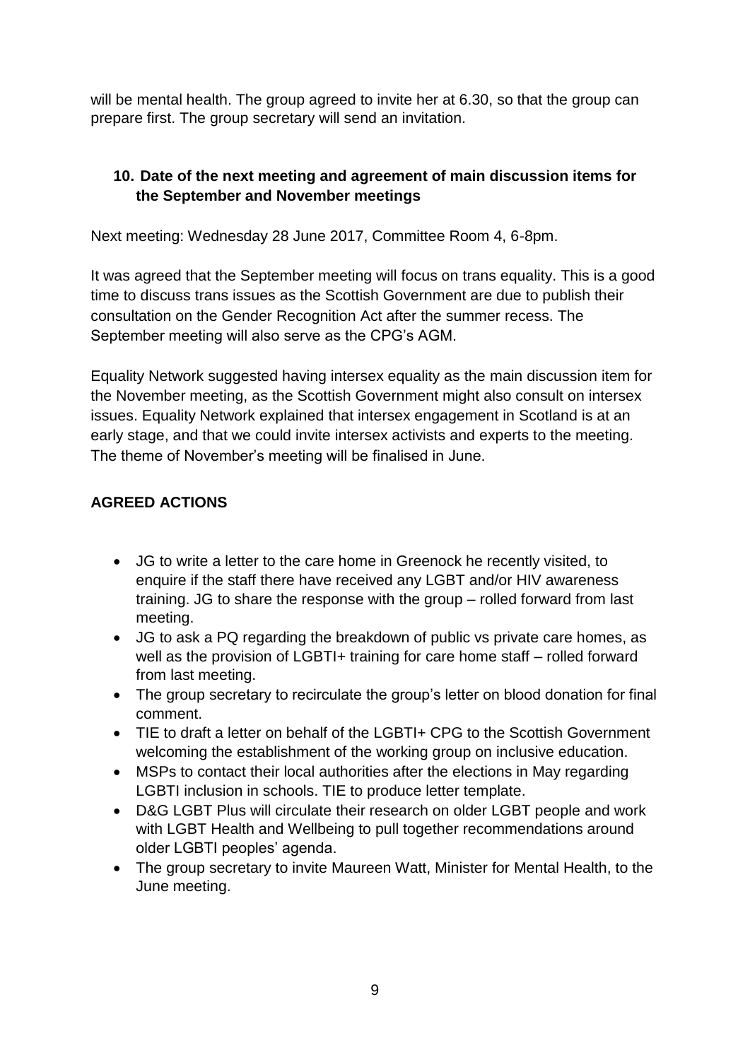will be mental health. The group agreed to invite her at 6.30, so that the group can prepare first. The group secretary will send an invitation.

## 10. Date of the next meeting and agreement of main discussion items for the September and November meetings

Next meeting: Wednesday 28 June 2017, Committee Room 4, 6-8pm.

It was agreed that the September meeting will focus on trans equality. This is a good time to discuss trans issues as the Scottish Government are due to publish their consultation on the Gender Recognition Act after the summer recess. The September meeting will also serve as the CPG's AGM.

Equality Network suggested having intersex equality as the main discussion item for the November meeting, as the Scottish Government might also consult on intersex issues. Equality Network explained that intersex engagement in Scotland is at an early stage, and that we could invite intersex activists and experts to the meeting. The theme of November's meeting will be finalised in June.

## AGREED ACTIONS

- JG to write a letter to the care home in Greenock he recently visited, to enquire if the staff there have received any LGBT and/or HIV awareness training. JG to share the response with the group – rolled forward from last meeting.
- JG to ask a PQ regarding the breakdown of public vs private care homes, as well as the provision of LGBTI+ training for care home staff – rolled forward from last meeting.
- The group secretary to recirculate the group's letter on blood donation for final comment.
- TIE to draft a letter on behalf of the LGBTI+ CPG to the Scottish Government welcoming the establishment of the working group on inclusive education.
- MSPs to contact their local authorities after the elections in May regarding LGBTI inclusion in schools. TIE to produce letter template.
- D&G LGBT Plus will circulate their research on older LGBT people and work with LGBT Health and Wellbeing to pull together recommendations around older LGBTI peoples' agenda.
- The group secretary to invite Maureen Watt, Minister for Mental Health, to the June meeting.